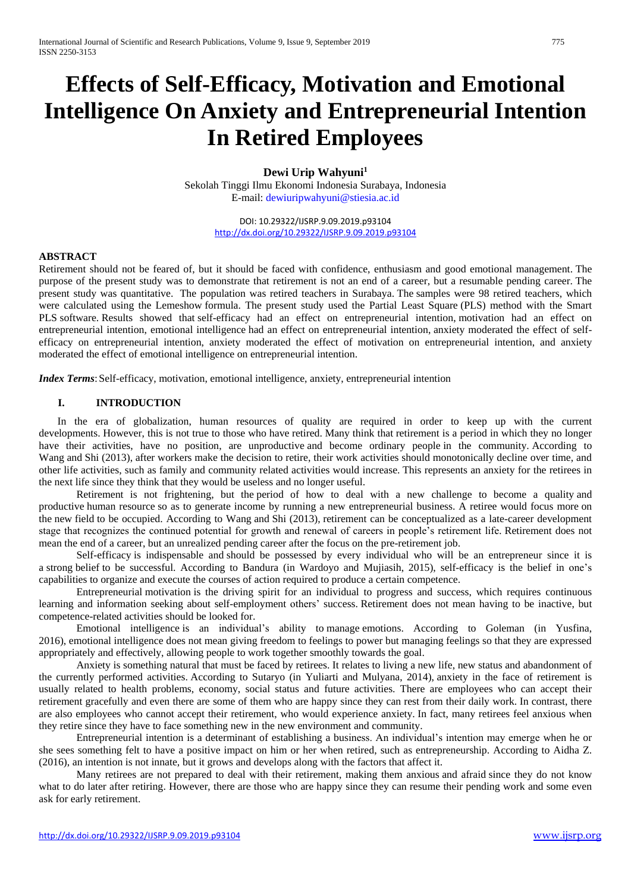# Effects of Self-Efficacy, Motivation and Emotional Intelligence On Anxiety and Entrepreneurial Intention In Retired Employees

**Dewi Urip Wahyuni**[1]

Sekolah Tinggi Ilmu Ekonomi Indonesia Surabaya, Indonesia
E-mail: dewiuripwahyuni@stiesia.ac.id

DOI: 10.29322/IJSRP.9.09.2019.p93104
http://dx.doi.org/10.29322/IJSRP.9.09.2019.p93104

**ABSTRACT**

Retirement should not be feared of, but it should be faced with confidence, enthusiasm and good emotional management. The purpose of the present study was to demonstrate that retirement is not an end of a career, but a resumable pending career. The present study was quantitative. The population was retired teachers in Surabaya. The samples were 98 retired teachers, which were calculated using the Lemeshow formula. The present study used the Partial Least Square (PLS) method with the Smart PLS software. Results showed that self-efficacy had an effect on entrepreneurial intention, motivation had an effect on entrepreneurial intention, emotional intelligence had an effect on entrepreneurial intention, anxiety moderated the effect of self-efficacy on entrepreneurial intention, anxiety moderated the effect of motivation on entrepreneurial intention, and anxiety moderated the effect of emotional intelligence on entrepreneurial intention.

***Index Terms***: Self-efficacy, motivation, emotional intelligence, anxiety, entrepreneurial intention

## I. INTRODUCTION

In the era of globalization, human resources of quality are required in order to keep up with the current developments. However, this is not true to those who have retired. Many think that retirement is a period in which they no longer have their activities, have no position, are unproductive and become ordinary people in the community. According to Wang and Shi (2013), after workers make the decision to retire, their work activities should monotonically decline over time, and other life activities, such as family and community related activities would increase. This represents an anxiety for the retirees in the next life since they think that they would be useless and no longer useful.

Retirement is not frightening, but the period of how to deal with a new challenge to become a quality and productive human resource so as to generate income by running a new entrepreneurial business. A retiree would focus more on the new field to be occupied. According to Wang and Shi (2013), retirement can be conceptualized as a late-career development stage that recognizes the continued potential for growth and renewal of careers in people's retirement life. Retirement does not mean the end of a career, but an unrealized pending career after the focus on the pre-retirement job.

Self-efficacy is indispensable and should be possessed by every individual who will be an entrepreneur since it is a strong belief to be successful. According to Bandura (in Wardoyo and Mujiasih, 2015), self-efficacy is the belief in one's capabilities to organize and execute the courses of action required to produce a certain competence.

Entrepreneurial motivation is the driving spirit for an individual to progress and success, which requires continuous learning and information seeking about self-employment others' success. Retirement does not mean having to be inactive, but competence-related activities should be looked for.

Emotional intelligence is an individual's ability to manage emotions. According to Goleman (in Yusfina, 2016), emotional intelligence does not mean giving freedom to feelings to power but managing feelings so that they are expressed appropriately and effectively, allowing people to work together smoothly towards the goal.

Anxiety is something natural that must be faced by retirees. It relates to living a new life, new status and abandonment of the currently performed activities. According to Sutaryo (in Yuliarti and Mulyana, 2014), anxiety in the face of retirement is usually related to health problems, economy, social status and future activities. There are employees who can accept their retirement gracefully and even there are some of them who are happy since they can rest from their daily work. In contrast, there are also employees who cannot accept their retirement, who would experience anxiety. In fact, many retirees feel anxious when they retire since they have to face something new in the new environment and community.

Entrepreneurial intention is a determinant of establishing a business. An individual's intention may emerge when he or she sees something felt to have a positive impact on him or her when retired, such as entrepreneurship. According to Aidha Z. (2016), an intention is not innate, but it grows and develops along with the factors that affect it.

Many retirees are not prepared to deal with their retirement, making them anxious and afraid since they do not know what to do later after retiring. However, there are those who are happy since they can resume their pending work and some even ask for early retirement.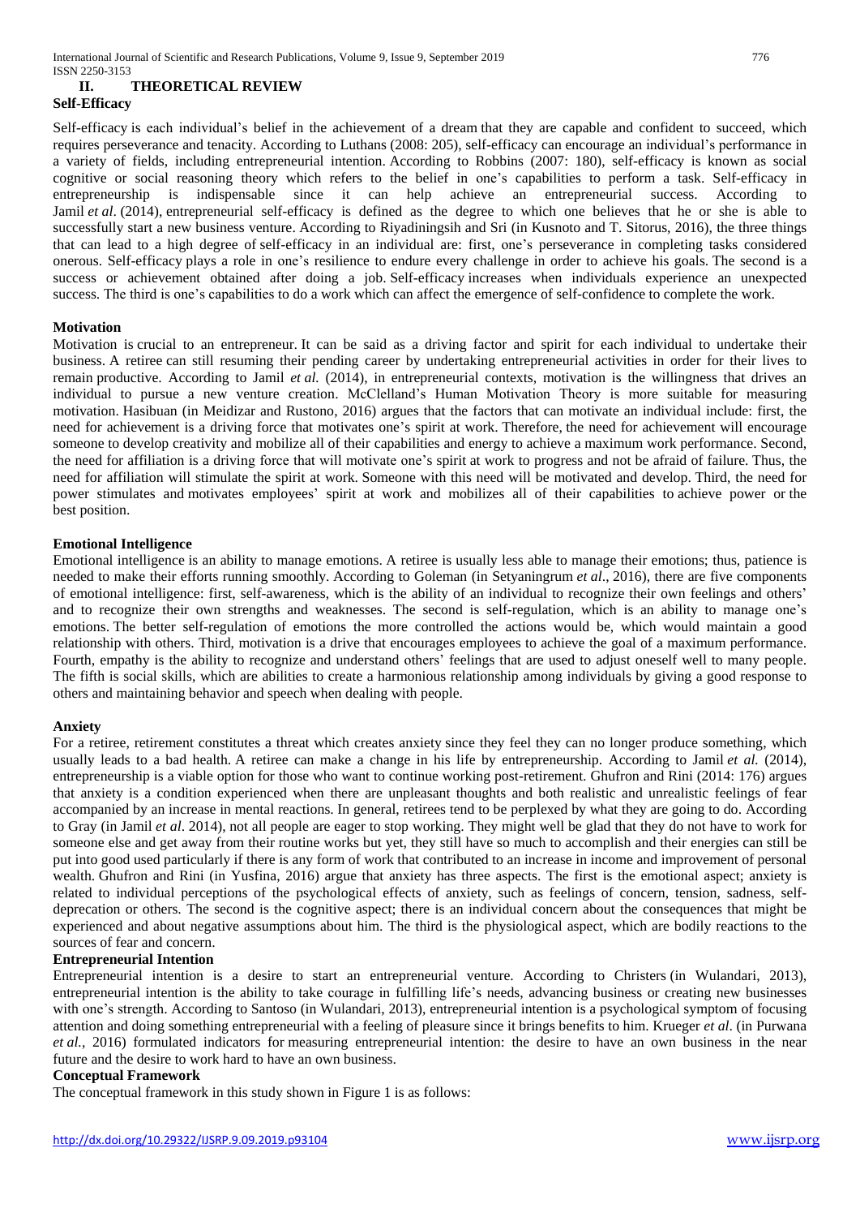## II. THEORETICAL REVIEW

### Self-Efficacy

Self-efficacy is each individual's belief in the achievement of a dream that they are capable and confident to succeed, which requires perseverance and tenacity. According to Luthans (2008: 205), self-efficacy can encourage an individual's performance in a variety of fields, including entrepreneurial intention. According to Robbins (2007: 180), self-efficacy is known as social cognitive or social reasoning theory which refers to the belief in one's capabilities to perform a task. Self-efficacy in entrepreneurship is indispensable since it can help achieve an entrepreneurial success. According to Jamil *et al*. (2014), entrepreneurial self-efficacy is defined as the degree to which one believes that he or she is able to successfully start a new business venture. According to Riyadiningsih and Sri (in Kusnoto and T. Sitorus, 2016), the three things that can lead to a high degree of self-efficacy in an individual are: first, one's perseverance in completing tasks considered onerous. Self-efficacy plays a role in one's resilience to endure every challenge in order to achieve his goals. The second is a success or achievement obtained after doing a job. Self-efficacy increases when individuals experience an unexpected success. The third is one's capabilities to do a work which can affect the emergence of self-confidence to complete the work.

### Motivation

Motivation is crucial to an entrepreneur. It can be said as a driving factor and spirit for each individual to undertake their business. A retiree can still resuming their pending career by undertaking entrepreneurial activities in order for their lives to remain productive. According to Jamil *et al.* (2014), in entrepreneurial contexts, motivation is the willingness that drives an individual to pursue a new venture creation. McClelland's Human Motivation Theory is more suitable for measuring motivation. Hasibuan (in Meidizar and Rustono, 2016) argues that the factors that can motivate an individual include: first, the need for achievement is a driving force that motivates one's spirit at work. Therefore, the need for achievement will encourage someone to develop creativity and mobilize all of their capabilities and energy to achieve a maximum work performance. Second, the need for affiliation is a driving force that will motivate one's spirit at work to progress and not be afraid of failure. Thus, the need for affiliation will stimulate the spirit at work. Someone with this need will be motivated and develop. Third, the need for power stimulates and motivates employees' spirit at work and mobilizes all of their capabilities to achieve power or the best position.

### Emotional Intelligence

Emotional intelligence is an ability to manage emotions. A retiree is usually less able to manage their emotions; thus, patience is needed to make their efforts running smoothly. According to Goleman (in Setyaningrum *et al*., 2016), there are five components of emotional intelligence: first, self-awareness, which is the ability of an individual to recognize their own feelings and others' and to recognize their own strengths and weaknesses. The second is self-regulation, which is an ability to manage one's emotions. The better self-regulation of emotions the more controlled the actions would be, which would maintain a good relationship with others. Third, motivation is a drive that encourages employees to achieve the goal of a maximum performance. Fourth, empathy is the ability to recognize and understand others' feelings that are used to adjust oneself well to many people. The fifth is social skills, which are abilities to create a harmonious relationship among individuals by giving a good response to others and maintaining behavior and speech when dealing with people.

### Anxiety

For a retiree, retirement constitutes a threat which creates anxiety since they feel they can no longer produce something, which usually leads to a bad health. A retiree can make a change in his life by entrepreneurship. According to Jamil *et al.* (2014), entrepreneurship is a viable option for those who want to continue working post-retirement. Ghufron and Rini (2014: 176) argues that anxiety is a condition experienced when there are unpleasant thoughts and both realistic and unrealistic feelings of fear accompanied by an increase in mental reactions. In general, retirees tend to be perplexed by what they are going to do. According to Gray (in Jamil *et al*. 2014), not all people are eager to stop working. They might well be glad that they do not have to work for someone else and get away from their routine works but yet, they still have so much to accomplish and their energies can still be put into good used particularly if there is any form of work that contributed to an increase in income and improvement of personal wealth. Ghufron and Rini (in Yusfina, 2016) argue that anxiety has three aspects. The first is the emotional aspect; anxiety is related to individual perceptions of the psychological effects of anxiety, such as feelings of concern, tension, sadness, self-deprecation or others. The second is the cognitive aspect; there is an individual concern about the consequences that might be experienced and about negative assumptions about him. The third is the physiological aspect, which are bodily reactions to the sources of fear and concern.

### Entrepreneurial Intention

Entrepreneurial intention is a desire to start an entrepreneurial venture. According to Christers (in Wulandari, 2013), entrepreneurial intention is the ability to take courage in fulfilling life's needs, advancing business or creating new businesses with one's strength. According to Santoso (in Wulandari, 2013), entrepreneurial intention is a psychological symptom of focusing attention and doing something entrepreneurial with a feeling of pleasure since it brings benefits to him. Krueger *et al*. (in Purwana *et al.*, 2016) formulated indicators for measuring entrepreneurial intention: the desire to have an own business in the near future and the desire to work hard to have an own business.

### Conceptual Framework

The conceptual framework in this study shown in Figure 1 is as follows: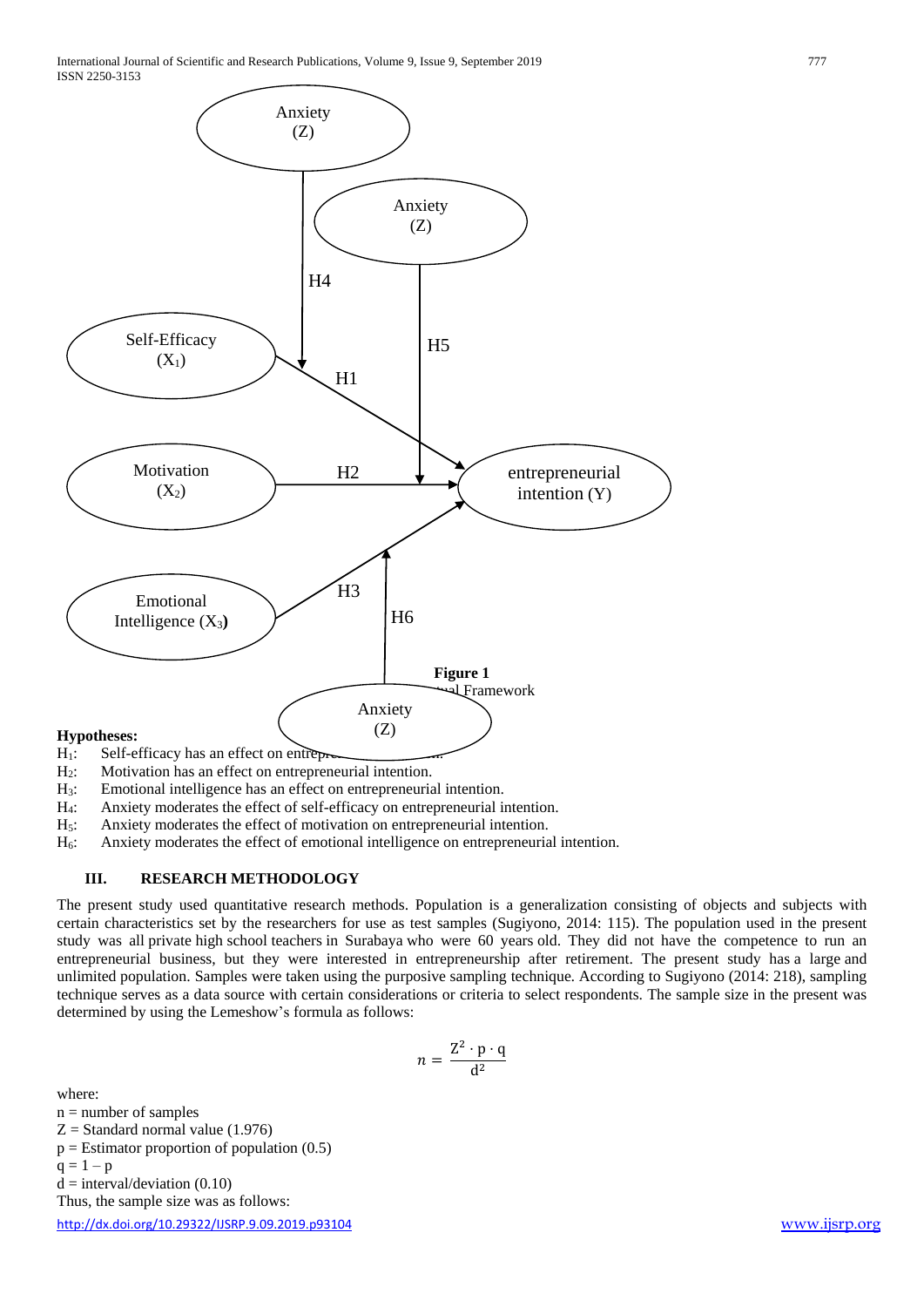**Figure 1**
Conceptual Framework

**Hypotheses:**

- $H_1$: Self-efficacy has an effect on entrepreneurial intention.
- $H_2$: Motivation has an effect on entrepreneurial intention.
- $H_3$: Emotional intelligence has an effect on entrepreneurial intention.
- $H_4$: Anxiety moderates the effect of self-efficacy on entrepreneurial intention.
- $H_5$: Anxiety moderates the effect of motivation on entrepreneurial intention.
- $H_6$: Anxiety moderates the effect of emotional intelligence on entrepreneurial intention.

## III. RESEARCH METHODOLOGY

The present study used quantitative research methods. Population is a generalization consisting of objects and subjects with certain characteristics set by the researchers for use as test samples (Sugiyono, 2014: 115). The population used in the present study was all private high school teachers in Surabaya who were 60 years old. They did not have the competence to run an entrepreneurial business, but they were interested in entrepreneurship after retirement. The present study has a large and unlimited population. Samples were taken using the purposive sampling technique. According to Sugiyono (2014: 218), sampling technique serves as a data source with certain considerations or criteria to select respondents. The sample size in the present was determined by using the Lemeshow's formula as follows:

$$n = \frac{Z^2 \cdot p \cdot q}{d^2}$$

where:
$n$ = number of samples
$Z$ = Standard normal value (1.976)
$p$ = Estimator proportion of population (0.5)
$q = 1 - p$
$d$ = interval/deviation (0.10)
Thus, the sample size was as follows: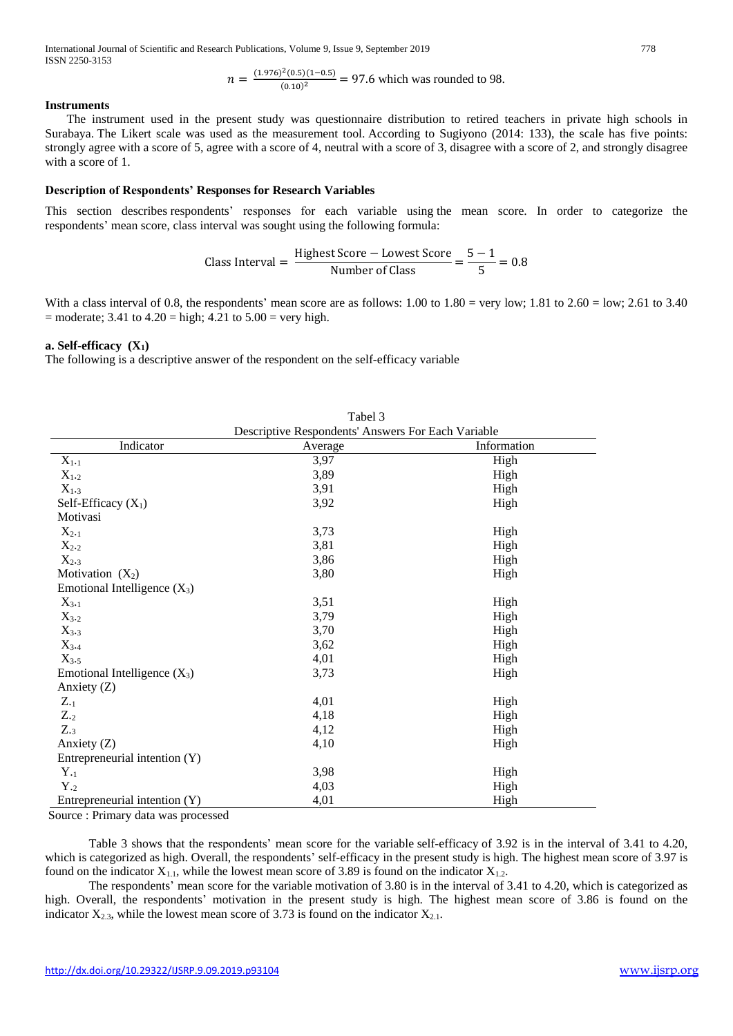$$n = \frac{(1.976)^2(0.5)(1-0.5)}{(0.10)^2} = 97.6 \text{ which was rounded to 98.}$$

**Instruments**

The instrument used in the present study was questionnaire distribution to retired teachers in private high schools in Surabaya. The Likert scale was used as the measurement tool. According to Sugiyono (2014: 133), the scale has five points: strongly agree with a score of 5, agree with a score of 4, neutral with a score of 3, disagree with a score of 2, and strongly disagree with a score of 1.

**Description of Respondents' Responses for Research Variables**

This section describes respondents' responses for each variable using the mean score. In order to categorize the respondents' mean score, class interval was sought using the following formula:

$$\text{Class Interval} = \frac{\text{Highest Score} - \text{Lowest Score}}{\text{Number of Class}} = \frac{5-1}{5} = 0.8$$

With a class interval of 0.8, the respondents' mean score are as follows: 1.00 to 1.80 = very low; 1.81 to 2.60 = low; 2.61 to 3.40 = moderate; 3.41 to 4.20 = high; 4.21 to 5.00 = very high.

**a. Self-efficacy ($X_1$)**

The following is a descriptive answer of the respondent on the self-efficacy variable

Tabel 3
Descriptive Respondents' Answers For Each Variable

| Indicator | Average | Information |
|---|---|---|
| $X_{1.1}$ | 3,97 | High |
| $X_{1.2}$ | 3,89 | High |
| $X_{1.3}$ | 3,91 | High |
| Self-Efficacy ($X_1$) | 3,92 | High |
| Motivasi | | |
| $X_{2.1}$ | 3,73 | High |
| $X_{2.2}$ | 3,81 | High |
| $X_{2.3}$ | 3,86 | High |
| Motivation ($X_2$) | 3,80 | High |
| Emotional Intelligence ($X_3$) | | |
| $X_{3.1}$ | 3,51 | High |
| $X_{3.2}$ | 3,79 | High |
| $X_{3.3}$ | 3,70 | High |
| $X_{3.4}$ | 3,62 | High |
| $X_{3.5}$ | 4,01 | High |
| Emotional Intelligence ($X_3$) | 3,73 | High |
| Anxiety (Z) | | |
| $Z_{.1}$ | 4,01 | High |
| $Z_{.2}$ | 4,18 | High |
| $Z_{.3}$ | 4,12 | High |
| Anxiety (Z) | 4,10 | High |
| Entrepreneurial intention (Y) | | |
| $Y_{.1}$ | 3,98 | High |
| $Y_{.2}$ | 4,03 | High |
| Entrepreneurial intention (Y) | 4,01 | High |

Source : Primary data was processed

Table 3 shows that the respondents' mean score for the variable self-efficacy of 3.92 is in the interval of 3.41 to 4.20, which is categorized as high. Overall, the respondents' self-efficacy in the present study is high. The highest mean score of 3.97 is found on the indicator $X_{1.1}$, while the lowest mean score of 3.89 is found on the indicator $X_{1.2}$.

The respondents' mean score for the variable motivation of 3.80 is in the interval of 3.41 to 4.20, which is categorized as high. Overall, the respondents' motivation in the present study is high. The highest mean score of 3.86 is found on the indicator $X_{2.3}$, while the lowest mean score of 3.73 is found on the indicator $X_{2.1}$.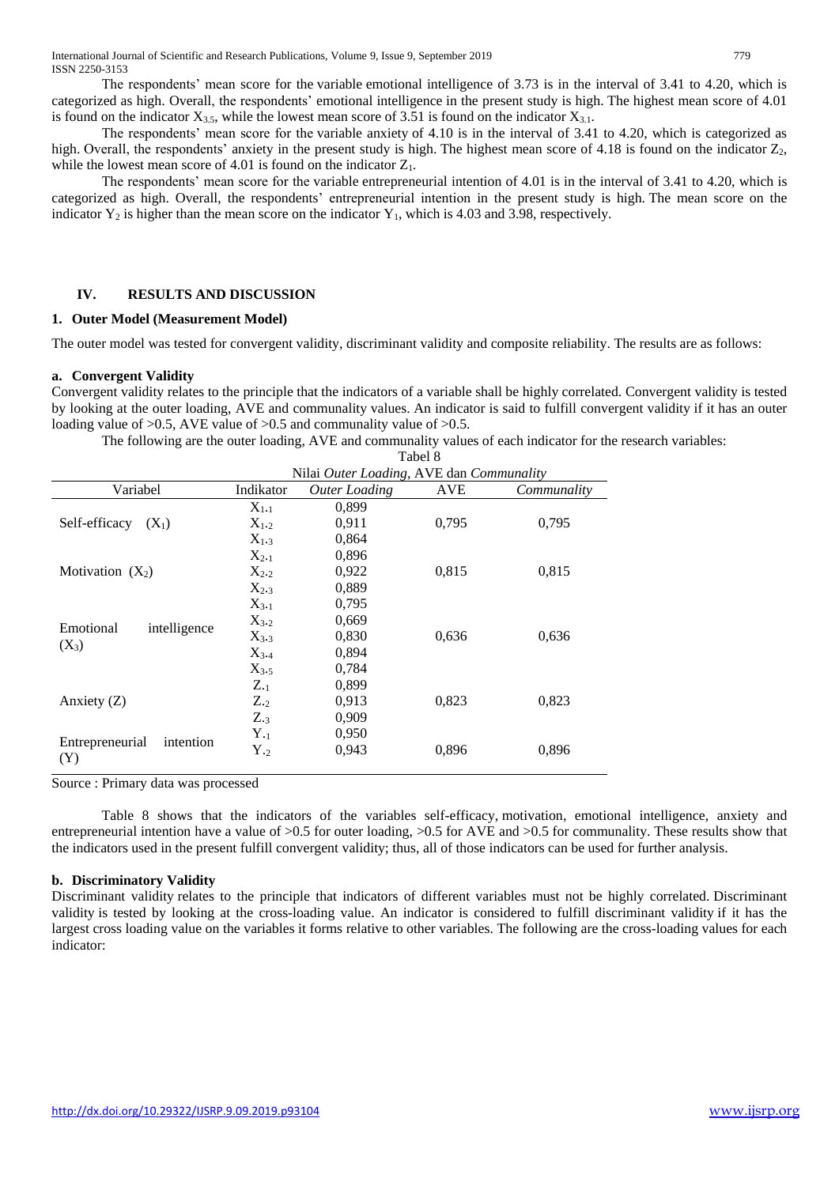The respondents' mean score for the variable emotional intelligence of 3.73 is in the interval of 3.41 to 4.20, which is categorized as high. Overall, the respondents' emotional intelligence in the present study is high. The highest mean score of 4.01 is found on the indicator $X_{3.5}$, while the lowest mean score of 3.51 is found on the indicator $X_{3.1}$.

The respondents' mean score for the variable anxiety of 4.10 is in the interval of 3.41 to 4.20, which is categorized as high. Overall, the respondents' anxiety in the present study is high. The highest mean score of 4.18 is found on the indicator $Z_2$, while the lowest mean score of 4.01 is found on the indicator $Z_1$.

The respondents' mean score for the variable entrepreneurial intention of 4.01 is in the interval of 3.41 to 4.20, which is categorized as high. Overall, the respondents' entrepreneurial intention in the present study is high. The mean score on the indicator $Y_2$ is higher than the mean score on the indicator $Y_1$, which is 4.03 and 3.98, respectively.

## IV. RESULTS AND DISCUSSION

### 1. Outer Model (Measurement Model)

The outer model was tested for convergent validity, discriminant validity and composite reliability. The results are as follows:

#### a. Convergent Validity

Convergent validity relates to the principle that the indicators of a variable shall be highly correlated. Convergent validity is tested by looking at the outer loading, AVE and communality values. An indicator is said to fulfill convergent validity if it has an outer loading value of >0.5, AVE value of >0.5 and communality value of >0.5.

The following are the outer loading, AVE and communality values of each indicator for the research variables:

Tabel 8

Nilai *Outer Loading*, AVE dan *Communality*

| Variabel | Indikator | *Outer Loading* | AVE | *Communality* |
|---|---|---|---|---|
| Self-efficacy ($X_1$) | $X_{1.1}$ | 0,899 | 0,795 | 0,795 |
| | $X_{1.2}$ | 0,911 | | |
| | $X_{1.3}$ | 0,864 | | |
| Motivation ($X_2$) | $X_{2.1}$ | 0,896 | 0,815 | 0,815 |
| | $X_{2.2}$ | 0,922 | | |
| | $X_{2.3}$ | 0,889 | | |
| Emotional intelligence ($X_3$) | $X_{3.1}$ | 0,795 | 0,636 | 0,636 |
| | $X_{3.2}$ | 0,669 | | |
| | $X_{3.3}$ | 0,830 | | |
| | $X_{3.4}$ | 0,894 | | |
| | $X_{3.5}$ | 0,784 | | |
| Anxiety (Z) | $Z_{.1}$ | 0,899 | 0,823 | 0,823 |
| | $Z_{.2}$ | 0,913 | | |
| | $Z_{.3}$ | 0,909 | | |
| Entrepreneurial intention (Y) | $Y_{.1}$ | 0,950 | 0,896 | 0,896 |
| | $Y_{.2}$ | 0,943 | | |

Source : Primary data was processed

Table 8 shows that the indicators of the variables self-efficacy, motivation, emotional intelligence, anxiety and entrepreneurial intention have a value of >0.5 for outer loading, >0.5 for AVE and >0.5 for communality. These results show that the indicators used in the present fulfill convergent validity; thus, all of those indicators can be used for further analysis.

#### b. Discriminatory Validity

Discriminant validity relates to the principle that indicators of different variables must not be highly correlated. Discriminant validity is tested by looking at the cross-loading value. An indicator is considered to fulfill discriminant validity if it has the largest cross loading value on the variables it forms relative to other variables. The following are the cross-loading values for each indicator: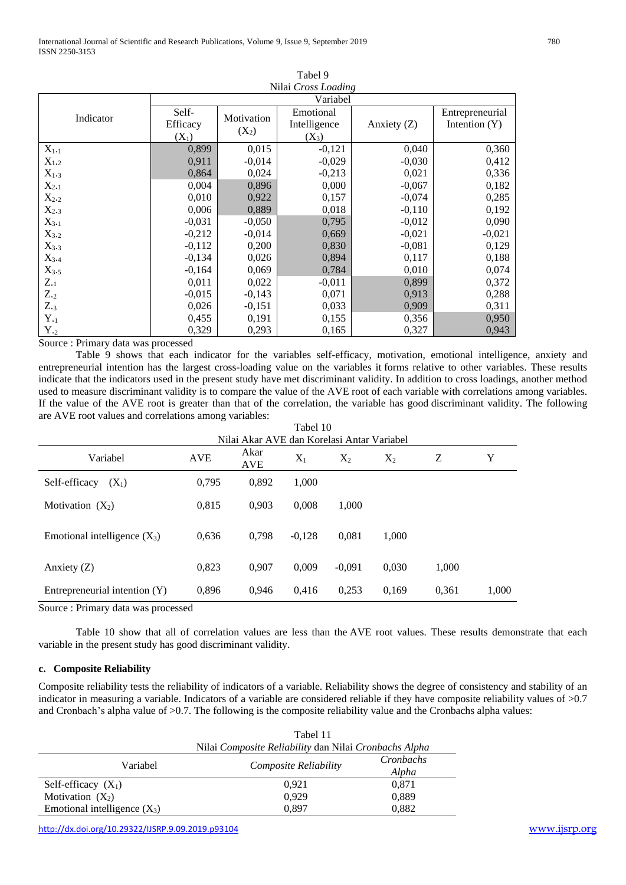Tabel 9

Nilai *Cross Loading*

| Indicator | Variabel | | | | |
|---|---|---|---|---|---|
| | Self-Efficacy ($X_1$) | Motivation ($X_2$) | Emotional Intelligence ($X_3$) | Anxiety (Z) | Entrepreneurial Intention (Y) |
| $X_{1.1}$ | 0,899 | 0,015 | -0,121 | 0,040 | 0,360 |
| $X_{1.2}$ | 0,911 | -0,014 | -0,029 | -0,030 | 0,412 |
| $X_{1.3}$ | 0,864 | 0,024 | -0,213 | 0,021 | 0,336 |
| $X_{2.1}$ | 0,004 | 0,896 | 0,000 | -0,067 | 0,182 |
| $X_{2.2}$ | 0,010 | 0,922 | 0,157 | -0,074 | 0,285 |
| $X_{2.3}$ | 0,006 | 0,889 | 0,018 | -0,110 | 0,192 |
| $X_{3.1}$ | -0,031 | -0,050 | 0,795 | -0,012 | 0,090 |
| $X_{3.2}$ | -0,212 | -0,014 | 0,669 | -0,021 | -0,021 |
| $X_{3.3}$ | -0,112 | 0,200 | 0,830 | -0,081 | 0,129 |
| $X_{3.4}$ | -0,134 | 0,026 | 0,894 | 0,117 | 0,188 |
| $X_{3.5}$ | -0,164 | 0,069 | 0,784 | 0,010 | 0,074 |
| $Z_{.1}$ | 0,011 | 0,022 | -0,011 | 0,899 | 0,372 |
| $Z_{.2}$ | -0,015 | -0,143 | 0,071 | 0,913 | 0,288 |
| $Z_{.3}$ | 0,026 | -0,151 | 0,033 | 0,909 | 0,311 |
| $Y_{.1}$ | 0,455 | 0,191 | 0,155 | 0,356 | 0,950 |
| $Y_{.2}$ | 0,329 | 0,293 | 0,165 | 0,327 | 0,943 |

Source : Primary data was processed

Table 9 shows that each indicator for the variables self-efficacy, motivation, emotional intelligence, anxiety and entrepreneurial intention has the largest cross-loading value on the variables it forms relative to other variables. These results indicate that the indicators used in the present study have met discriminant validity. In addition to cross loadings, another method used to measure discriminant validity is to compare the value of the AVE root of each variable with correlations among variables. If the value of the AVE root is greater than that of the correlation, the variable has good discriminant validity. The following are AVE root values and correlations among variables:

Tabel 10

Nilai Akar AVE dan Korelasi Antar Variabel

| Variabel | AVE | Akar AVE | $X_1$ | $X_2$ | $X_2$ | Z | Y |
|---|---|---|---|---|---|---|---|
| Self-efficacy ($X_1$) | 0,795 | 0,892 | 1,000 | | | | |
| Motivation ($X_2$) | 0,815 | 0,903 | 0,008 | 1,000 | | | |
| Emotional intelligence ($X_3$) | 0,636 | 0,798 | -0,128 | 0,081 | 1,000 | | |
| Anxiety (Z) | 0,823 | 0,907 | 0,009 | -0,091 | 0,030 | 1,000 | |
| Entrepreneurial intention (Y) | 0,896 | 0,946 | 0,416 | 0,253 | 0,169 | 0,361 | 1,000 |

Source : Primary data was processed

Table 10 show that all of correlation values are less than the AVE root values. These results demonstrate that each variable in the present study has good discriminant validity.

#### c. Composite Reliability

Composite reliability tests the reliability of indicators of a variable. Reliability shows the degree of consistency and stability of an indicator in measuring a variable. Indicators of a variable are considered reliable if they have composite reliability values of >0.7 and Cronbach's alpha value of >0.7. The following is the composite reliability value and the Cronbachs alpha values:

Tabel 11

Nilai *Composite Reliability* dan Nilai *Cronbachs Alpha*

| Variabel | *Composite Reliability* | *Cronbachs Alpha* |
|---|---|---|
| Self-efficacy ($X_1$) | 0,921 | 0,871 |
| Motivation ($X_2$) | 0,929 | 0,889 |
| Emotional intelligence ($X_3$) | 0,897 | 0,882 |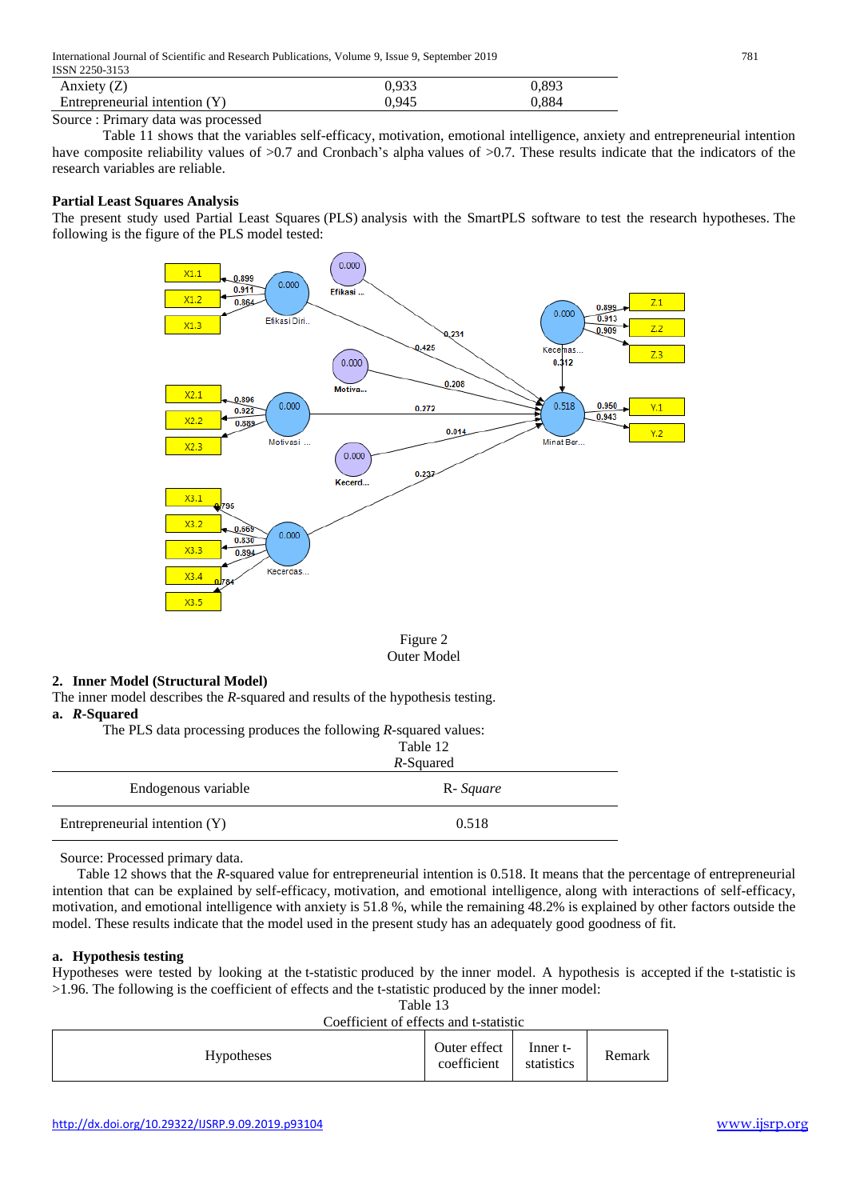| Anxiety (Z) | 0,933 | 0,893 |
|---|---|---|
| Entrepreneurial intention (Y) | 0,945 | 0,884 |

Source : Primary data was processed

Table 11 shows that the variables self-efficacy, motivation, emotional intelligence, anxiety and entrepreneurial intention have composite reliability values of >0.7 and Cronbach's alpha values of >0.7. These results indicate that the indicators of the research variables are reliable.

**Partial Least Squares Analysis**

The present study used Partial Least Squares (PLS) analysis with the SmartPLS software to test the research hypotheses. The following is the figure of the PLS model tested:

Figure 2
Outer Model

**2. Inner Model (Structural Model)**

The inner model describes the *R*-squared and results of the hypothesis testing.

**a. *R*-Squared**

The PLS data processing produces the following *R*-squared values:

Table 12
*R*-Squared

| Endogenous variable | R- *Square* |
|---|---|
| Entrepreneurial intention (Y) | 0.518 |

Source: Processed primary data.

Table 12 shows that the *R*-squared value for entrepreneurial intention is 0.518. It means that the percentage of entrepreneurial intention that can be explained by self-efficacy, motivation, and emotional intelligence, along with interactions of self-efficacy, motivation, and emotional intelligence with anxiety is 51.8 %, while the remaining 48.2% is explained by other factors outside the model. These results indicate that the model used in the present study has an adequately good goodness of fit.

**a. Hypothesis testing**

Hypotheses were tested by looking at the t-statistic produced by the inner model. A hypothesis is accepted if the t-statistic is >1.96. The following is the coefficient of effects and the t-statistic produced by the inner model:

Table 13
Coefficient of effects and t-statistic

| Hypotheses | Outer effect coefficient | Inner t-statistics | Remark |
|---|---|---|---|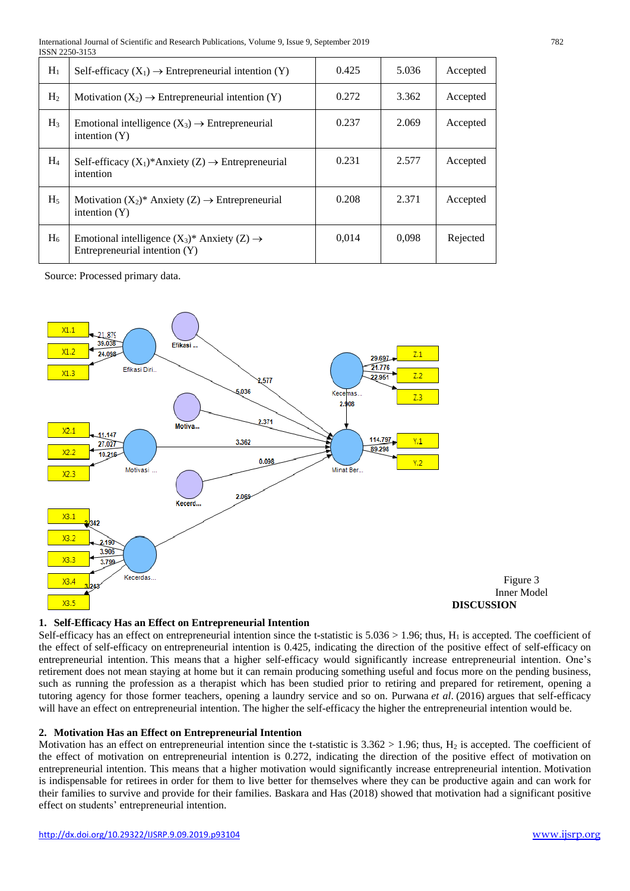| H1 | Self-efficacy ($X_1$) → Entrepreneurial intention (Y) | 0.425 | 5.036 | Accepted |
|---|---|---|---|---|
| $H_2$ | Motivation ($X_2$) → Entrepreneurial intention (Y) | 0.272 | 3.362 | Accepted |
| $H_3$ | Emotional intelligence ($X_3$) → Entrepreneurial intention (Y) | 0.237 | 2.069 | Accepted |
| $H_4$ | Self-efficacy ($X_1$)*Anxiety (Z) → Entrepreneurial intention | 0.231 | 2.577 | Accepted |
| $H_5$ | Motivation ($X_2$)* Anxiety (Z) → Entrepreneurial intention (Y) | 0.208 | 2.371 | Accepted |
| $H_6$ | Emotional intelligence ($X_3$)* Anxiety (Z) → Entrepreneurial intention (Y) | 0,014 | 0,098 | Rejected |

Source: Processed primary data.

Figure 3
Inner Model

**DISCUSSION**

### 1. Self-Efficacy Has an Effect on Entrepreneurial Intention

Self-efficacy has an effect on entrepreneurial intention since the t-statistic is 5.036 > 1.96; thus, $H_1$ is accepted. The coefficient of the effect of self-efficacy on entrepreneurial intention is 0.425, indicating the direction of the positive effect of self-efficacy on entrepreneurial intention. This means that a higher self-efficacy would significantly increase entrepreneurial intention. One's retirement does not mean staying at home but it can remain producing something useful and focus more on the pending business, such as running the profession as a therapist which has been studied prior to retiring and prepared for retirement, opening a tutoring agency for those former teachers, opening a laundry service and so on. Purwana *et al*. (2016) argues that self-efficacy will have an effect on entrepreneurial intention. The higher the self-efficacy the higher the entrepreneurial intention would be.

### 2. Motivation Has an Effect on Entrepreneurial Intention

Motivation has an effect on entrepreneurial intention since the t-statistic is 3.362 > 1.96; thus, $H_2$ is accepted. The coefficient of the effect of motivation on entrepreneurial intention is 0.272, indicating the direction of the positive effect of motivation on entrepreneurial intention. This means that a higher motivation would significantly increase entrepreneurial intention. Motivation is indispensable for retirees in order for them to live better for themselves where they can be productive again and can work for their families to survive and provide for their families. Baskara and Has (2018) showed that motivation had a significant positive effect on students' entrepreneurial intention.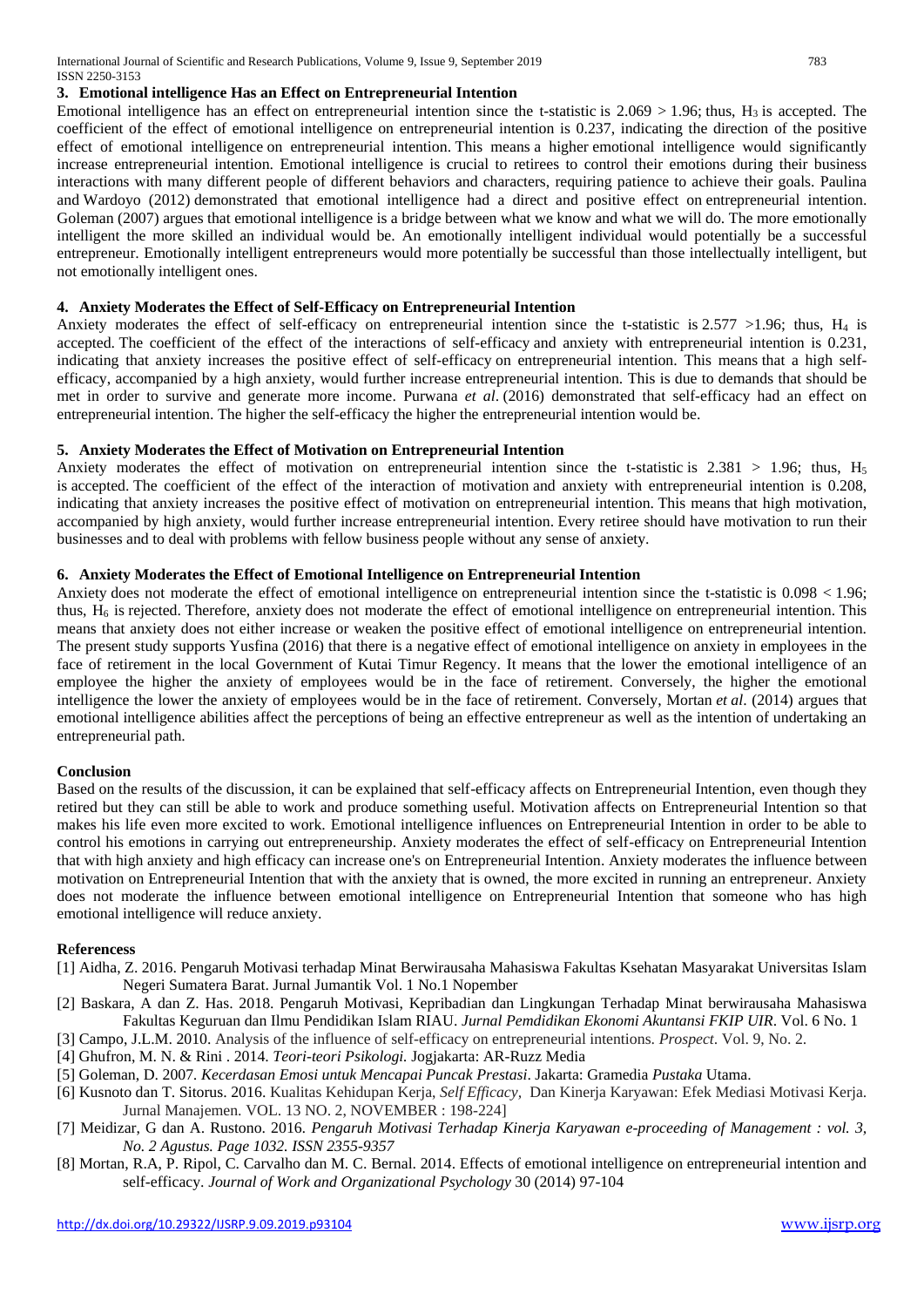### 3. Emotional intelligence Has an Effect on Entrepreneurial Intention

Emotional intelligence has an effect on entrepreneurial intention since the t-statistic is $2.069 > 1.96$; thus, $H_3$ is accepted. The coefficient of the effect of emotional intelligence on entrepreneurial intention is 0.237, indicating the direction of the positive effect of emotional intelligence on entrepreneurial intention. This means a higher emotional intelligence would significantly increase entrepreneurial intention. Emotional intelligence is crucial to retirees to control their emotions during their business interactions with many different people of different behaviors and characters, requiring patience to achieve their goals. Paulina and Wardoyo (2012) demonstrated that emotional intelligence had a direct and positive effect on entrepreneurial intention. Goleman (2007) argues that emotional intelligence is a bridge between what we know and what we will do. The more emotionally intelligent the more skilled an individual would be. An emotionally intelligent individual would potentially be a successful entrepreneur. Emotionally intelligent entrepreneurs would more potentially be successful than those intellectually intelligent, but not emotionally intelligent ones.

### 4. Anxiety Moderates the Effect of Self-Efficacy on Entrepreneurial Intention

Anxiety moderates the effect of self-efficacy on entrepreneurial intention since the t-statistic is $2.577 > 1.96$; thus, $H_4$ is accepted. The coefficient of the effect of the interactions of self-efficacy and anxiety with entrepreneurial intention is 0.231, indicating that anxiety increases the positive effect of self-efficacy on entrepreneurial intention. This means that a high self-efficacy, accompanied by a high anxiety, would further increase entrepreneurial intention. This is due to demands that should be met in order to survive and generate more income. Purwana *et al*. (2016) demonstrated that self-efficacy had an effect on entrepreneurial intention. The higher the self-efficacy the higher the entrepreneurial intention would be.

### 5. Anxiety Moderates the Effect of Motivation on Entrepreneurial Intention

Anxiety moderates the effect of motivation on entrepreneurial intention since the t-statistic is $2.381 > 1.96$; thus, $H_5$ is accepted. The coefficient of the effect of the interaction of motivation and anxiety with entrepreneurial intention is 0.208, indicating that anxiety increases the positive effect of motivation on entrepreneurial intention. This means that high motivation, accompanied by high anxiety, would further increase entrepreneurial intention. Every retiree should have motivation to run their businesses and to deal with problems with fellow business people without any sense of anxiety.

### 6. Anxiety Moderates the Effect of Emotional Intelligence on Entrepreneurial Intention

Anxiety does not moderate the effect of emotional intelligence on entrepreneurial intention since the t-statistic is $0.098 < 1.96$; thus, $H_6$ is rejected. Therefore, anxiety does not moderate the effect of emotional intelligence on entrepreneurial intention. This means that anxiety does not either increase or weaken the positive effect of emotional intelligence on entrepreneurial intention. The present study supports Yusfina (2016) that there is a negative effect of emotional intelligence on anxiety in employees in the face of retirement in the local Government of Kutai Timur Regency. It means that the lower the emotional intelligence of an employee the higher the anxiety of employees would be in the face of retirement. Conversely, the higher the emotional intelligence the lower the anxiety of employees would be in the face of retirement. Conversely, Mortan *et al*. (2014) argues that emotional intelligence abilities affect the perceptions of being an effective entrepreneur as well as the intention of undertaking an entrepreneurial path.

## Conclusion

Based on the results of the discussion, it can be explained that self-efficacy affects on Entrepreneurial Intention, even though they retired but they can still be able to work and produce something useful. Motivation affects on Entrepreneurial Intention so that makes his life even more excited to work. Emotional intelligence influences on Entrepreneurial Intention in order to be able to control his emotions in carrying out entrepreneurship. Anxiety moderates the effect of self-efficacy on Entrepreneurial Intention that with high anxiety and high efficacy can increase one's on Entrepreneurial Intention. Anxiety moderates the influence between motivation on Entrepreneurial Intention that with the anxiety that is owned, the more excited in running an entrepreneur. Anxiety does not moderate the influence between emotional intelligence on Entrepreneurial Intention that someone who has high emotional intelligence will reduce anxiety.

## Referencess

[1] Aidha, Z. 2016. Pengaruh Motivasi terhadap Minat Berwirausaha Mahasiswa Fakultas Ksehatan Masyarakat Universitas Islam Negeri Sumatera Barat. Jurnal Jumantik Vol. 1 No.1 Nopember

[2] Baskara, A dan Z. Has. 2018. Pengaruh Motivasi, Kepribadian dan Lingkungan Terhadap Minat berwirausaha Mahasiswa Fakultas Keguruan dan Ilmu Pendidikan Islam RIAU. *Jurnal Pemdidikan Ekonomi Akuntansi FKIP UIR*. Vol. 6 No. 1

[3] Campo, J.L.M. 2010. Analysis of the influence of self-efficacy on entrepreneurial intentions. *Prospect*. Vol. 9, No. 2.

[4] Ghufron, M. N. & Rini . 2014. *Teori-teori Psikologi.* Jogjakarta: AR-Ruzz Media

[5] Goleman, D. 2007. *Kecerdasan Emosi untuk Mencapai Puncak Prestasi*. Jakarta: Gramedia *Pustaka* Utama.

[6] Kusnoto dan T. Sitorus. 2016. Kualitas Kehidupan Kerja, *Self Efficacy,* Dan Kinerja Karyawan: Efek Mediasi Motivasi Kerja. Jurnal Manajemen. VOL. 13 NO. 2, NOVEMBER : 198-224]

[7] Meidizar, G dan A. Rustono. 2016. *Pengaruh Motivasi Terhadap Kinerja Karyawan e-proceeding of Management : vol. 3, No. 2 Agustus. Page 1032. ISSN 2355-9357*

[8] Mortan, R.A, P. Ripol, C. Carvalho dan M. C. Bernal. 2014. Effects of emotional intelligence on entrepreneurial intention and self-efficacy. *Journal of Work and Organizational Psychology* 30 (2014) 97-104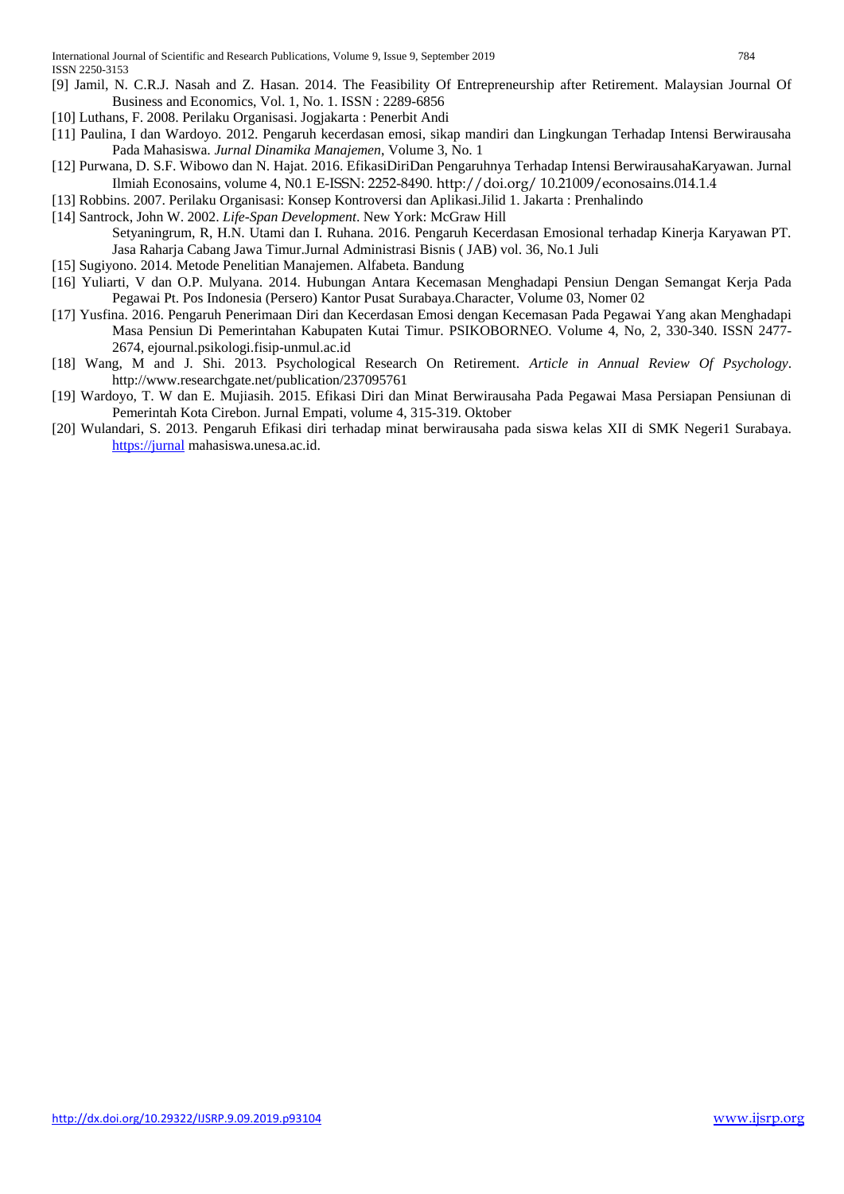[9] Jamil, N. C.R.J. Nasah and Z. Hasan. 2014. The Feasibility Of Entrepreneurship after Retirement. Malaysian Journal Of Business and Economics, Vol. 1, No. 1. ISSN : 2289-6856

[10] Luthans, F. 2008. Perilaku Organisasi. Jogjakarta : Penerbit Andi

[11] Paulina, I dan Wardoyo. 2012. Pengaruh kecerdasan emosi, sikap mandiri dan Lingkungan Terhadap Intensi Berwirausaha Pada Mahasiswa. *Jurnal Dinamika Manajemen*, Volume 3, No. 1

[12] Purwana, D. S.F. Wibowo dan N. Hajat. 2016. EfikasiDiriDan Pengaruhnya Terhadap Intensi BerwirausahaKaryawan. Jurnal Ilmiah Econosains, volume 4, N0.1 E-ISSN: 2252-8490. http://doi.org/ 10.21009/econosains.014.1.4

[13] Robbins. 2007. Perilaku Organisasi: Konsep Kontroversi dan Aplikasi.Jilid 1. Jakarta : Prenhalindo

[14] Santrock, John W. 2002. *Life-Span Development*. New York: McGraw Hill

Setyaningrum, R, H.N. Utami dan I. Ruhana. 2016. Pengaruh Kecerdasan Emosional terhadap Kinerja Karyawan PT. Jasa Raharja Cabang Jawa Timur.Jurnal Administrasi Bisnis ( JAB) vol. 36, No.1 Juli

[15] Sugiyono. 2014. Metode Penelitian Manajemen. Alfabeta. Bandung

[16] Yuliarti, V dan O.P. Mulyana. 2014. Hubungan Antara Kecemasan Menghadapi Pensiun Dengan Semangat Kerja Pada Pegawai Pt. Pos Indonesia (Persero) Kantor Pusat Surabaya.Character, Volume 03, Nomer 02

[17] Yusfina. 2016. Pengaruh Penerimaan Diri dan Kecerdasan Emosi dengan Kecemasan Pada Pegawai Yang akan Menghadapi Masa Pensiun Di Pemerintahan Kabupaten Kutai Timur. PSIKOBORNEO. Volume 4, No, 2, 330-340. ISSN 2477-2674, ejournal.psikologi.fisip-unmul.ac.id

[18] Wang, M and J. Shi. 2013. Psychological Research On Retirement. *Article in Annual Review Of Psychology*. http://www.researchgate.net/publication/237095761

[19] Wardoyo, T. W dan E. Mujiasih. 2015. Efikasi Diri dan Minat Berwirausaha Pada Pegawai Masa Persiapan Pensiunan di Pemerintah Kota Cirebon. Jurnal Empati, volume 4, 315-319. Oktober

[20] Wulandari, S. 2013. Pengaruh Efikasi diri terhadap minat berwirausaha pada siswa kelas XII di SMK Negeri1 Surabaya. https://jurnal mahasiswa.unesa.ac.id.